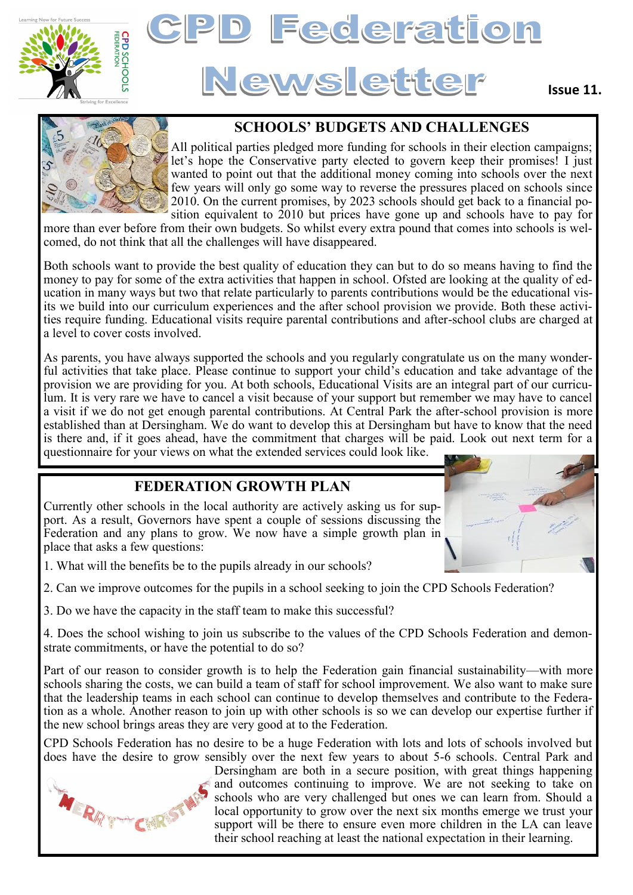# CPD Federation Newsletter

Issue 11.

## SCHOOLS' BUDGETS AND CHALLENGES

All political parties pledged more funding for schools in their election campaigns; let's hope the Conservative party elected to govern keep their promises! I just wanted to point out that the additional money coming into schools over the next few years will only go some way to reverse the pressures placed on schools since 2010. On the current promises, by 2023 schools should get back to a financial position equivalent to 2010 but prices have gone up and schools have to pay for more than ever before from their own budgets. So whilst every extra pound that comes into schools is welcomed, do not think that all the challenges will have disappeared.

Both schools want to provide the best quality of education they can but to do so means having to find the money to pay for some of the extra activities that happen in school. Ofsted are looking at the quality of education in many ways but two that relate particularly to parents contributions would be the educational visits we build into our curriculum experiences and the after school provision we provide. Both these activities require funding. Educational visits require parental contributions and after-school clubs are charged at a level to cover costs involved.

As parents, you have always supported the schools and you regularly congratulate us on the many wonderful activities that take place. Please continue to support your child's education and take advantage of the provision we are providing for you. At both schools, Educational Visits are an integral part of our curriculum. It is very rare we have to cancel a visit because of your support but remember we may have to cancel a visit if we do not get enough parental contributions. At Central Park the after-school provision is more established than at Dersingham. We do want to develop this at Dersingham but have to know that the need is there and, if it goes ahead, have the commitment that charges will be paid. Look out next term for a questionnaire for your views on what the extended services could look like.

## FEDERATION GROWTH PLAN

Currently other schools in the local authority are actively asking us for support. As a result, Governors have spent a couple of sessions discussing the Federation and any plans to grow. We now have a simple growth plan in place that asks a few questions:

1. What will the benefits be to the pupils already in our schools?
2. Can we improve outcomes for the pupils in a school seeking to join the CPD Schools Federation?
3. Do we have the capacity in the staff team to make this successful?
4. Does the school wishing to join us subscribe to the values of the CPD Schools Federation and demonstrate commitments, or have the potential to do so?

Part of our reason to consider growth is to help the Federation gain financial sustainability—with more schools sharing the costs, we can build a team of staff for school improvement. We also want to make sure that the leadership teams in each school can continue to develop themselves and contribute to the Federation as a whole. Another reason to join up with other schools is so we can develop our expertise further if the new school brings areas they are very good at to the Federation.

CPD Schools Federation has no desire to be a huge Federation with lots and lots of schools involved but does have the desire to grow sensibly over the next few years to about 5-6 schools. Central Park and Dersingham are both in a secure position, with great things happening and outcomes continuing to improve. We are not seeking to take on schools who are very challenged but ones we can learn from. Should a local opportunity to grow over the next six months emerge we trust your support will be there to ensure even more children in the LA can leave their school reaching at least the national expectation in their learning.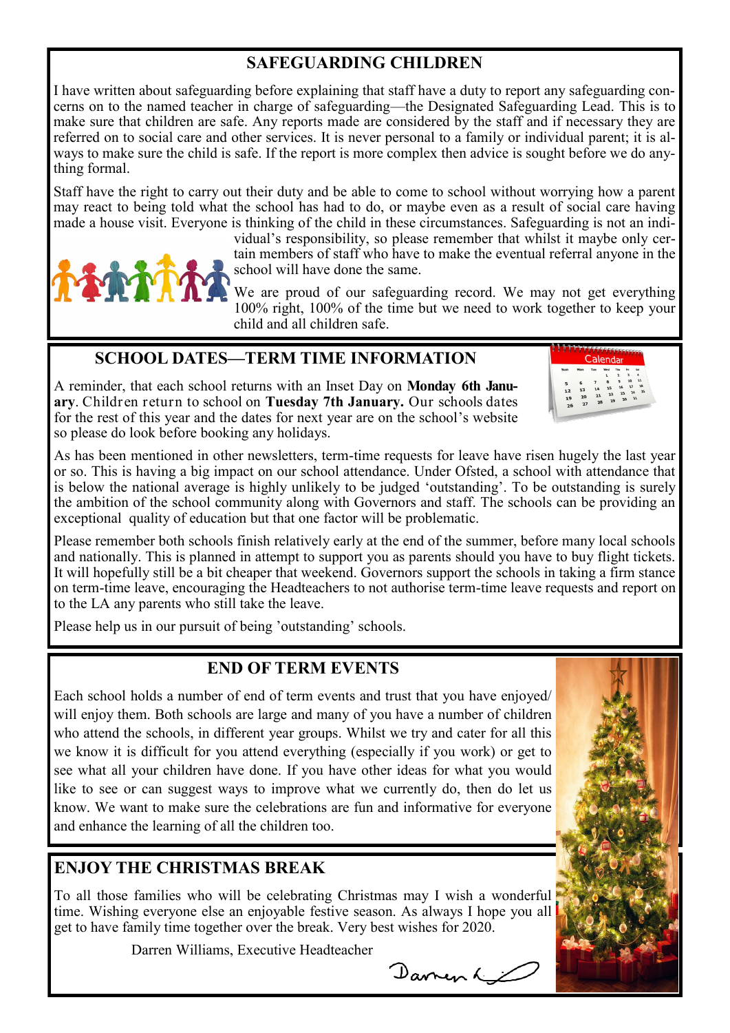## SAFEGUARDING CHILDREN

I have written about safeguarding before explaining that staff have a duty to report any safeguarding concerns on to the named teacher in charge of safeguarding—the Designated Safeguarding Lead. This is to make sure that children are safe. Any reports made are considered by the staff and if necessary they are referred on to social care and other services. It is never personal to a family or individual parent; it is always to make sure the child is safe. If the report is more complex then advice is sought before we do anything formal.

Staff have the right to carry out their duty and be able to come to school without worrying how a parent may react to being told what the school has had to do, or maybe even as a result of social care having made a house visit. Everyone is thinking of the child in these circumstances. Safeguarding is not an individual's responsibility, so please remember that whilst it maybe only certain members of staff who have to make the eventual referral anyone in the school will have done the same.

We are proud of our safeguarding record. We may not get everything 100% right, 100% of the time but we need to work together to keep your child and all children safe.

## SCHOOL DATES—TERM TIME INFORMATION

A reminder, that each school returns with an Inset Day on **Monday 6th January**. Children return to school on **Tuesday 7th January.** Our schools dates for the rest of this year and the dates for next year are on the school's website so please do look before booking any holidays.

As has been mentioned in other newsletters, term-time requests for leave have risen hugely the last year or so. This is having a big impact on our school attendance. Under Ofsted, a school with attendance that is below the national average is highly unlikely to be judged 'outstanding'. To be outstanding is surely the ambition of the school community along with Governors and staff. The schools can be providing an exceptional quality of education but that one factor will be problematic.

Please remember both schools finish relatively early at the end of the summer, before many local schools and nationally. This is planned in attempt to support you as parents should you have to buy flight tickets. It will hopefully still be a bit cheaper that weekend. Governors support the schools in taking a firm stance on term-time leave, encouraging the Headteachers to not authorise term-time leave requests and report on to the LA any parents who still take the leave.

Please help us in our pursuit of being 'outstanding' schools.

## END OF TERM EVENTS

Each school holds a number of end of term events and trust that you have enjoyed/will enjoy them. Both schools are large and many of you have a number of children who attend the schools, in different year groups. Whilst we try and cater for all this we know it is difficult for you attend everything (especially if you work) or get to see what all your children have done. If you have other ideas for what you would like to see or can suggest ways to improve what we currently do, then do let us know. We want to make sure the celebrations are fun and informative for everyone and enhance the learning of all the children too.

## ENJOY THE CHRISTMAS BREAK

To all those families who will be celebrating Christmas may I wish a wonderful time. Wishing everyone else an enjoyable festive season. As always I hope you all get to have family time together over the break. Very best wishes for 2020.

Darren Williams, Executive Headteacher